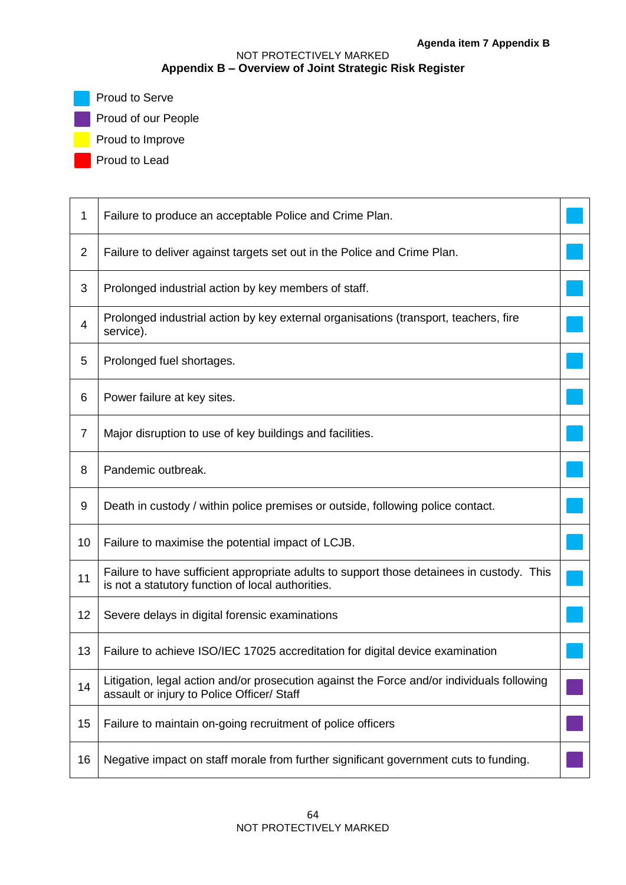Agenda item 7 Appendix B

NOT PROTECTIVELY MARKED

## Appendix B – Overview of Joint Strategic Risk Register

- Proud to Serve (blue)
- Proud of our People (purple)
- Proud to Improve (yellow)
- Proud to Lead (red)

| | | |
|---|---|---|
| 1 | Failure to produce an acceptable Police and Crime Plan. | Proud to Serve |
| 2 | Failure to deliver against targets set out in the Police and Crime Plan. | Proud to Serve |
| 3 | Prolonged industrial action by key members of staff. | Proud to Serve |
| 4 | Prolonged industrial action by key external organisations (transport, teachers, fire service). | Proud to Serve |
| 5 | Prolonged fuel shortages. | Proud to Serve |
| 6 | Power failure at key sites. | Proud to Serve |
| 7 | Major disruption to use of key buildings and facilities. | Proud to Serve |
| 8 | Pandemic outbreak. | Proud to Serve |
| 9 | Death in custody / within police premises or outside, following police contact. | Proud to Serve |
| 10 | Failure to maximise the potential impact of LCJB. | Proud to Serve |
| 11 | Failure to have sufficient appropriate adults to support those detainees in custody. This is not a statutory function of local authorities. | Proud to Serve |
| 12 | Severe delays in digital forensic examinations | Proud to Serve |
| 13 | Failure to achieve ISO/IEC 17025 accreditation for digital device examination | Proud to Serve |
| 14 | Litigation, legal action and/or prosecution against the Force and/or individuals following assault or injury to Police Officer/ Staff | Proud of our People |
| 15 | Failure to maintain on-going recruitment of police officers | Proud of our People |
| 16 | Negative impact on staff morale from further significant government cuts to funding. | Proud of our People |

NOT PROTECTIVELY MARKED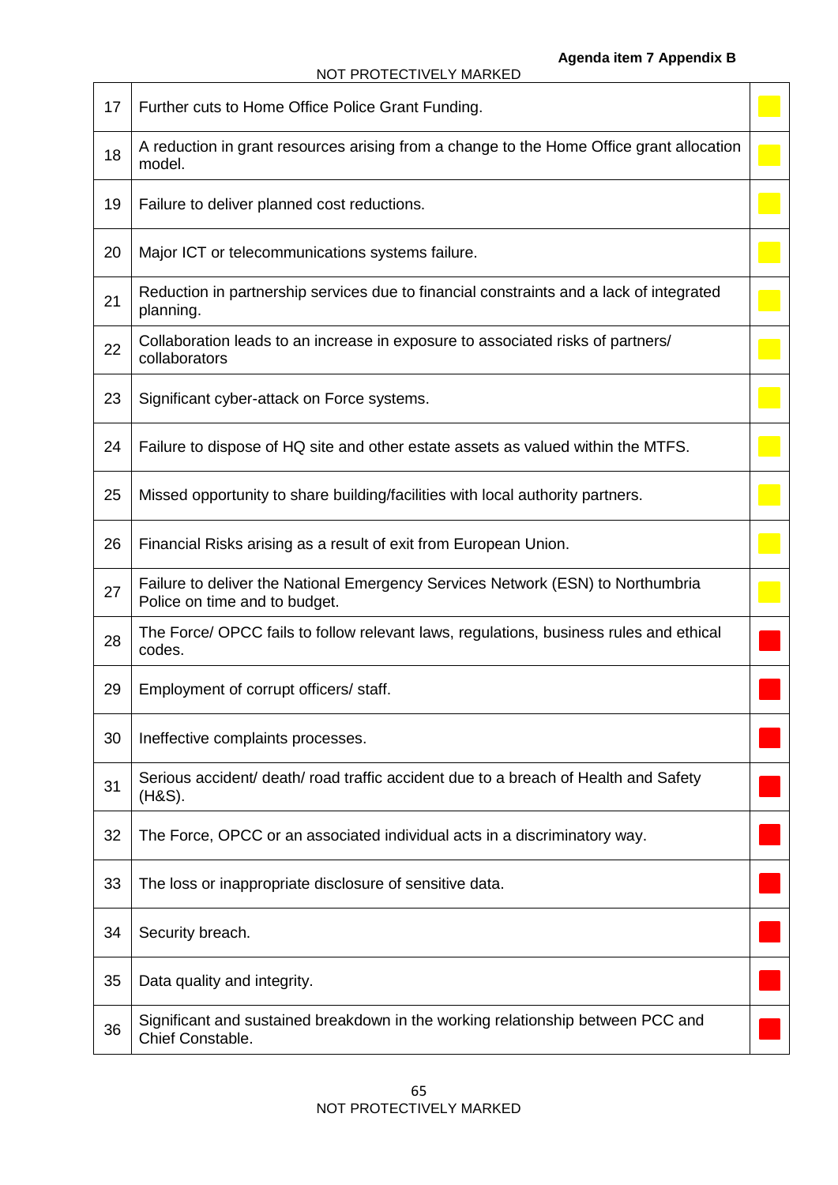| | | |
|---|---|---|
| 17 | Further cuts to Home Office Police Grant Funding. | |
| 18 | A reduction in grant resources arising from a change to the Home Office grant allocation model. | |
| 19 | Failure to deliver planned cost reductions. | |
| 20 | Major ICT or telecommunications systems failure. | |
| 21 | Reduction in partnership services due to financial constraints and a lack of integrated planning. | |
| 22 | Collaboration leads to an increase in exposure to associated risks of partners/ collaborators | |
| 23 | Significant cyber-attack on Force systems. | |
| 24 | Failure to dispose of HQ site and other estate assets as valued within the MTFS. | |
| 25 | Missed opportunity to share building/facilities with local authority partners. | |
| 26 | Financial Risks arising as a result of exit from European Union. | |
| 27 | Failure to deliver the National Emergency Services Network (ESN) to Northumbria Police on time and to budget. | |
| 28 | The Force/ OPCC fails to follow relevant laws, regulations, business rules and ethical codes. | |
| 29 | Employment of corrupt officers/ staff. | |
| 30 | Ineffective complaints processes. | |
| 31 | Serious accident/ death/ road traffic accident due to a breach of Health and Safety (H&S). | |
| 32 | The Force, OPCC or an associated individual acts in a discriminatory way. | |
| 33 | The loss or inappropriate disclosure of sensitive data. | |
| 34 | Security breach. | |
| 35 | Data quality and integrity. | |
| 36 | Significant and sustained breakdown in the working relationship between PCC and Chief Constable. | |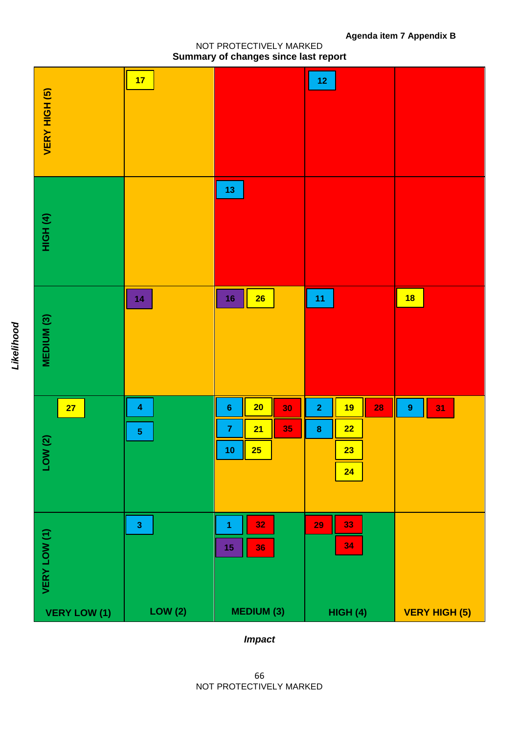Agenda item 7 Appendix B

NOT PROTECTIVELY MARKED

**Summary of changes since last report**

| *Likelihood* | VERY LOW (1) | LOW (2) | MEDIUM (3) | HIGH (4) | VERY HIGH (5) |
|---|---|---|---|---|---|
| **VERY HIGH (5)** | | 17 | | 12 | |
| **HIGH (4)** | | | 13 | | |
| **MEDIUM (3)** | | 14 | 16, 26 | 11 | 18 |
| **LOW (2)** | 27 | 4, 5 | 6, 20, 30, 7, 21, 35, 10, 25 | 2, 19, 28, 8, 22, 23, 24 | 9, 31 |
| **VERY LOW (1)** | | 3 | 1, 32, 15, 36 | 29, 33, 34 | |

***Impact***

NOT PROTECTIVELY MARKED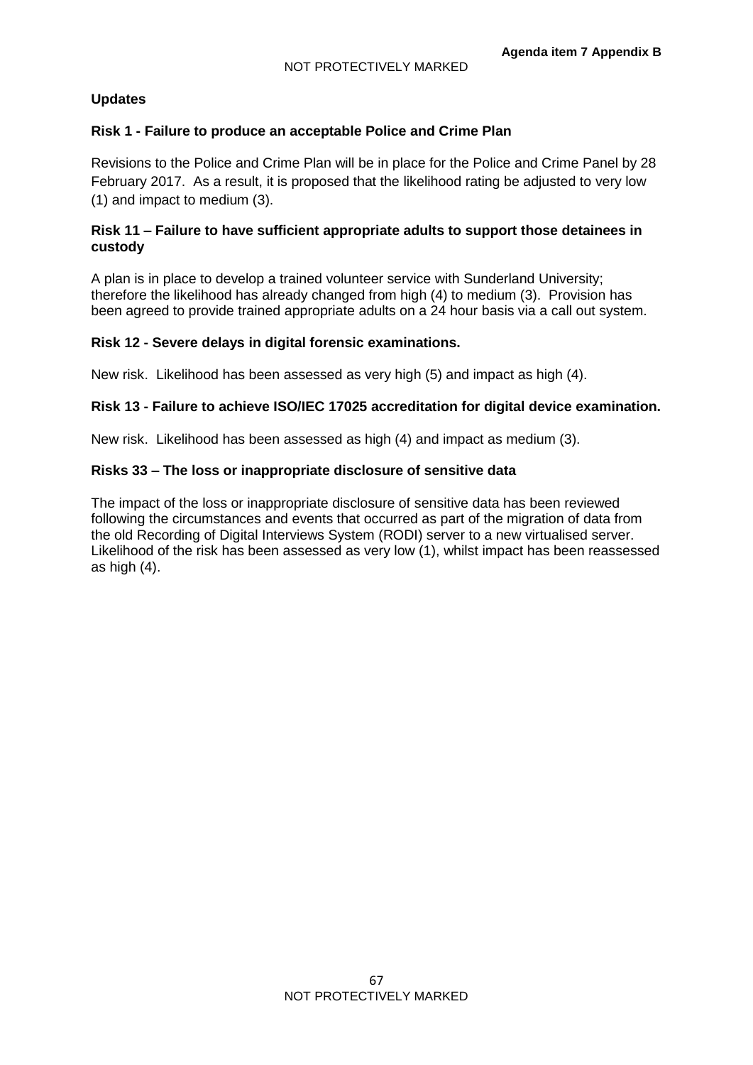Agenda item 7 Appendix B

NOT PROTECTIVELY MARKED

## Updates

### Risk 1 - Failure to produce an acceptable Police and Crime Plan

Revisions to the Police and Crime Plan will be in place for the Police and Crime Panel by 28 February 2017. As a result, it is proposed that the likelihood rating be adjusted to very low (1) and impact to medium (3).

### Risk 11 – Failure to have sufficient appropriate adults to support those detainees in custody

A plan is in place to develop a trained volunteer service with Sunderland University; therefore the likelihood has already changed from high (4) to medium (3). Provision has been agreed to provide trained appropriate adults on a 24 hour basis via a call out system.

### Risk 12 - Severe delays in digital forensic examinations.

New risk. Likelihood has been assessed as very high (5) and impact as high (4).

### Risk 13 - Failure to achieve ISO/IEC 17025 accreditation for digital device examination.

New risk. Likelihood has been assessed as high (4) and impact as medium (3).

### Risks 33 – The loss or inappropriate disclosure of sensitive data

The impact of the loss or inappropriate disclosure of sensitive data has been reviewed following the circumstances and events that occurred as part of the migration of data from the old Recording of Digital Interviews System (RODI) server to a new virtualised server. Likelihood of the risk has been assessed as very low (1), whilst impact has been reassessed as high (4).